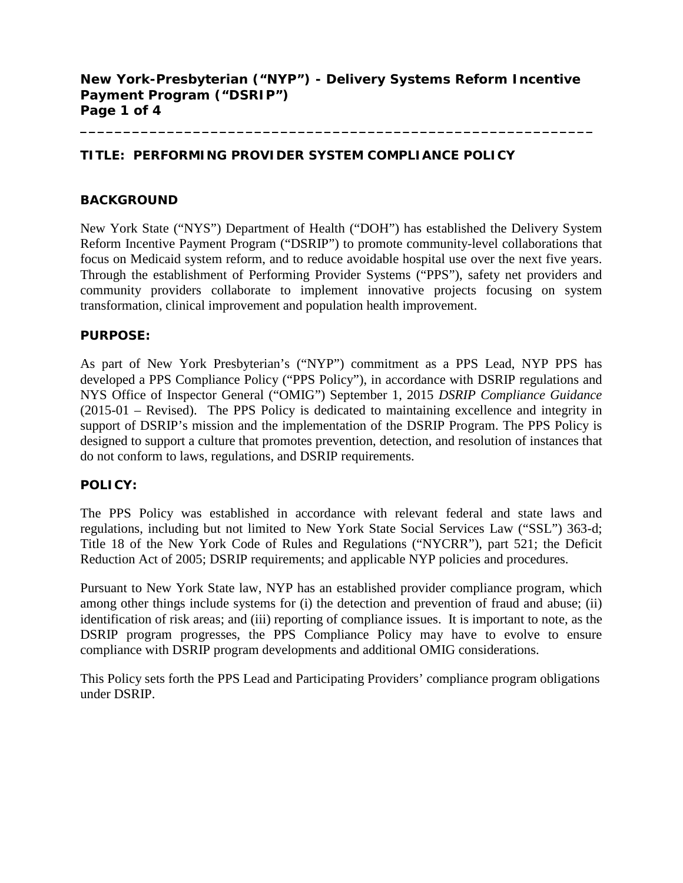# TITLE: PERFORMING PROVIDER SYSTEM COMPLIANCE POLICY

## BACKGROUND

New York State ("NYS") Department of Health ("DOH") has established the Delivery System Reform Incentive Payment Program ("DSRIP") to promote community-level collaborations that focus on Medicaid system reform, and to reduce avoidable hospital use over the next five years. Through the establishment of Performing Provider Systems ("PPS"), safety net providers and community providers collaborate to implement innovative projects focusing on system transformation, clinical improvement and population health improvement.

## PURPOSE:

As part of New York Presbyterian's ("NYP") commitment as a PPS Lead, NYP PPS has developed a PPS Compliance Policy ("PPS Policy"), in accordance with DSRIP regulations and NYS Office of Inspector General ("OMIG") September 1, 2015 *DSRIP Compliance Guidance* (2015-01 – Revised). The PPS Policy is dedicated to maintaining excellence and integrity in support of DSRIP's mission and the implementation of the DSRIP Program. The PPS Policy is designed to support a culture that promotes prevention, detection, and resolution of instances that do not conform to laws, regulations, and DSRIP requirements.

## POLICY:

The PPS Policy was established in accordance with relevant federal and state laws and regulations, including but not limited to New York State Social Services Law ("SSL") 363-d; Title 18 of the New York Code of Rules and Regulations ("NYCRR"), part 521; the Deficit Reduction Act of 2005; DSRIP requirements; and applicable NYP policies and procedures.

Pursuant to New York State law, NYP has an established provider compliance program, which among other things include systems for (i) the detection and prevention of fraud and abuse; (ii) identification of risk areas; and (iii) reporting of compliance issues. It is important to note, as the DSRIP program progresses, the PPS Compliance Policy may have to evolve to ensure compliance with DSRIP program developments and additional OMIG considerations.

This Policy sets forth the PPS Lead and Participating Providers' compliance program obligations under DSRIP.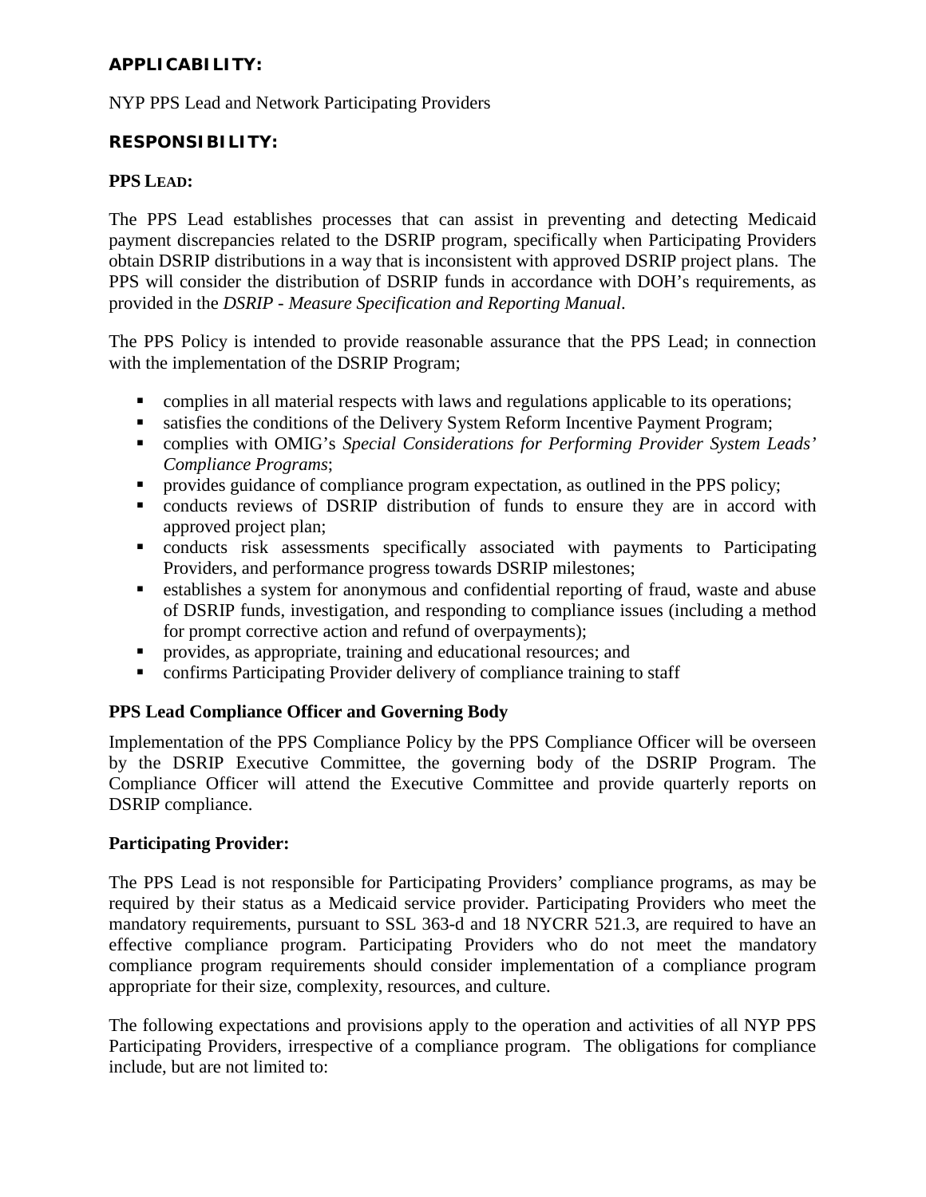**APPLICABILITY:**

NYP PPS Lead and Network Participating Providers

**RESPONSIBILITY:**

**PPS LEAD:**

The PPS Lead establishes processes that can assist in preventing and detecting Medicaid payment discrepancies related to the DSRIP program, specifically when Participating Providers obtain DSRIP distributions in a way that is inconsistent with approved DSRIP project plans. The PPS will consider the distribution of DSRIP funds in accordance with DOH's requirements, as provided in the *DSRIP - Measure Specification and Reporting Manual*.

The PPS Policy is intended to provide reasonable assurance that the PPS Lead; in connection with the implementation of the DSRIP Program;

- complies in all material respects with laws and regulations applicable to its operations;
- satisfies the conditions of the Delivery System Reform Incentive Payment Program;
- complies with OMIG's *Special Considerations for Performing Provider System Leads' Compliance Programs*;
- provides guidance of compliance program expectation, as outlined in the PPS policy;
- conducts reviews of DSRIP distribution of funds to ensure they are in accord with approved project plan;
- conducts risk assessments specifically associated with payments to Participating Providers, and performance progress towards DSRIP milestones;
- establishes a system for anonymous and confidential reporting of fraud, waste and abuse of DSRIP funds, investigation, and responding to compliance issues (including a method for prompt corrective action and refund of overpayments);
- provides, as appropriate, training and educational resources; and
- confirms Participating Provider delivery of compliance training to staff

**PPS Lead Compliance Officer and Governing Body**

Implementation of the PPS Compliance Policy by the PPS Compliance Officer will be overseen by the DSRIP Executive Committee, the governing body of the DSRIP Program. The Compliance Officer will attend the Executive Committee and provide quarterly reports on DSRIP compliance.

**Participating Provider:**

The PPS Lead is not responsible for Participating Providers' compliance programs, as may be required by their status as a Medicaid service provider. Participating Providers who meet the mandatory requirements, pursuant to SSL 363-d and 18 NYCRR 521.3, are required to have an effective compliance program. Participating Providers who do not meet the mandatory compliance program requirements should consider implementation of a compliance program appropriate for their size, complexity, resources, and culture.

The following expectations and provisions apply to the operation and activities of all NYP PPS Participating Providers, irrespective of a compliance program. The obligations for compliance include, but are not limited to: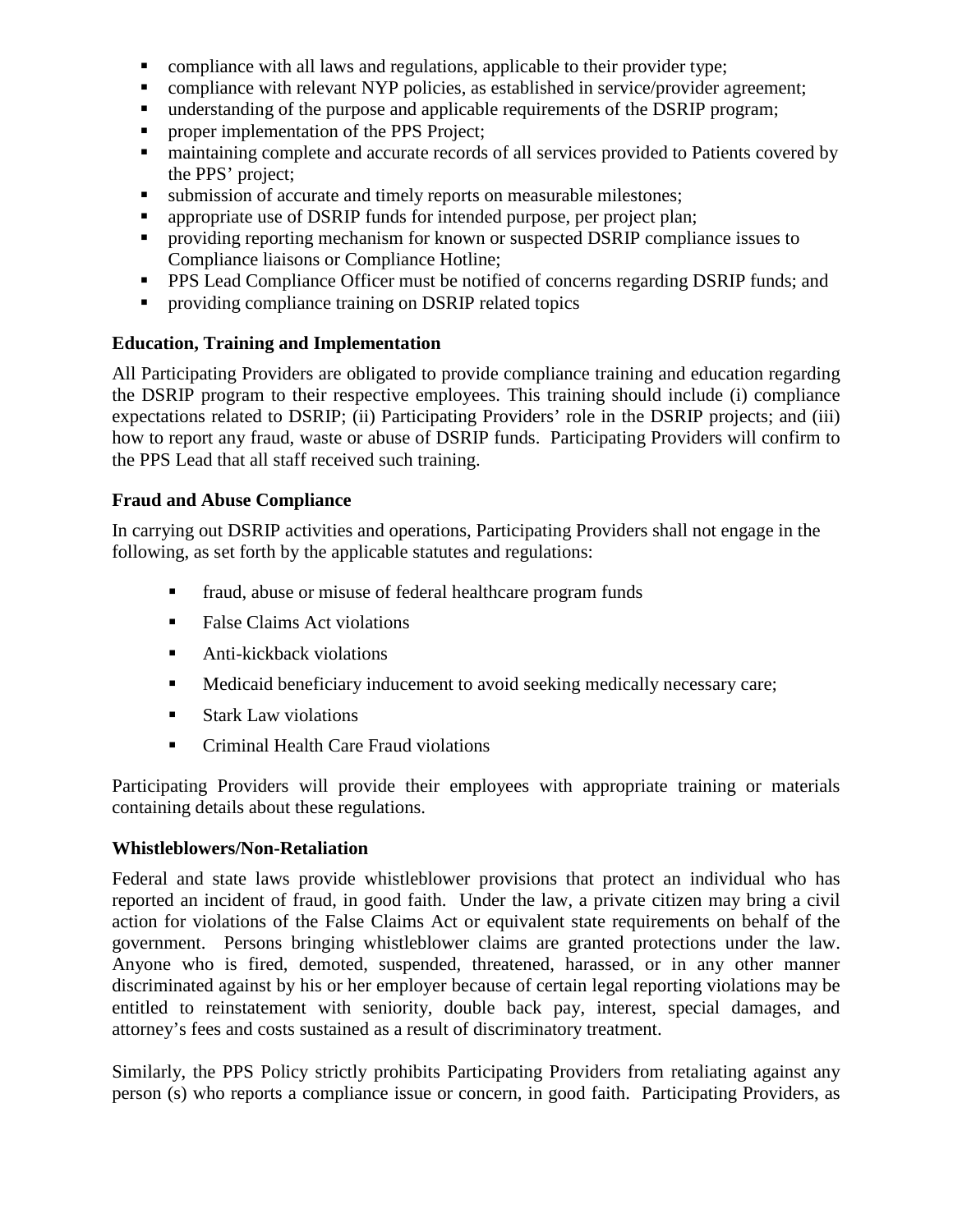- compliance with all laws and regulations, applicable to their provider type;
- compliance with relevant NYP policies, as established in service/provider agreement;
- understanding of the purpose and applicable requirements of the DSRIP program;
- proper implementation of the PPS Project;
- maintaining complete and accurate records of all services provided to Patients covered by the PPS' project;
- submission of accurate and timely reports on measurable milestones;
- appropriate use of DSRIP funds for intended purpose, per project plan;
- providing reporting mechanism for known or suspected DSRIP compliance issues to Compliance liaisons or Compliance Hotline;
- PPS Lead Compliance Officer must be notified of concerns regarding DSRIP funds; and
- providing compliance training on DSRIP related topics

**Education, Training and Implementation**

All Participating Providers are obligated to provide compliance training and education regarding the DSRIP program to their respective employees. This training should include (i) compliance expectations related to DSRIP; (ii) Participating Providers' role in the DSRIP projects; and (iii) how to report any fraud, waste or abuse of DSRIP funds. Participating Providers will confirm to the PPS Lead that all staff received such training.

**Fraud and Abuse Compliance**

In carrying out DSRIP activities and operations, Participating Providers shall not engage in the following, as set forth by the applicable statutes and regulations:

- fraud, abuse or misuse of federal healthcare program funds
- False Claims Act violations
- Anti-kickback violations
- Medicaid beneficiary inducement to avoid seeking medically necessary care;
- Stark Law violations
- Criminal Health Care Fraud violations

Participating Providers will provide their employees with appropriate training or materials containing details about these regulations.

**Whistleblowers/Non-Retaliation**

Federal and state laws provide whistleblower provisions that protect an individual who has reported an incident of fraud, in good faith. Under the law, a private citizen may bring a civil action for violations of the False Claims Act or equivalent state requirements on behalf of the government. Persons bringing whistleblower claims are granted protections under the law. Anyone who is fired, demoted, suspended, threatened, harassed, or in any other manner discriminated against by his or her employer because of certain legal reporting violations may be entitled to reinstatement with seniority, double back pay, interest, special damages, and attorney's fees and costs sustained as a result of discriminatory treatment.

Similarly, the PPS Policy strictly prohibits Participating Providers from retaliating against any person (s) who reports a compliance issue or concern, in good faith. Participating Providers, as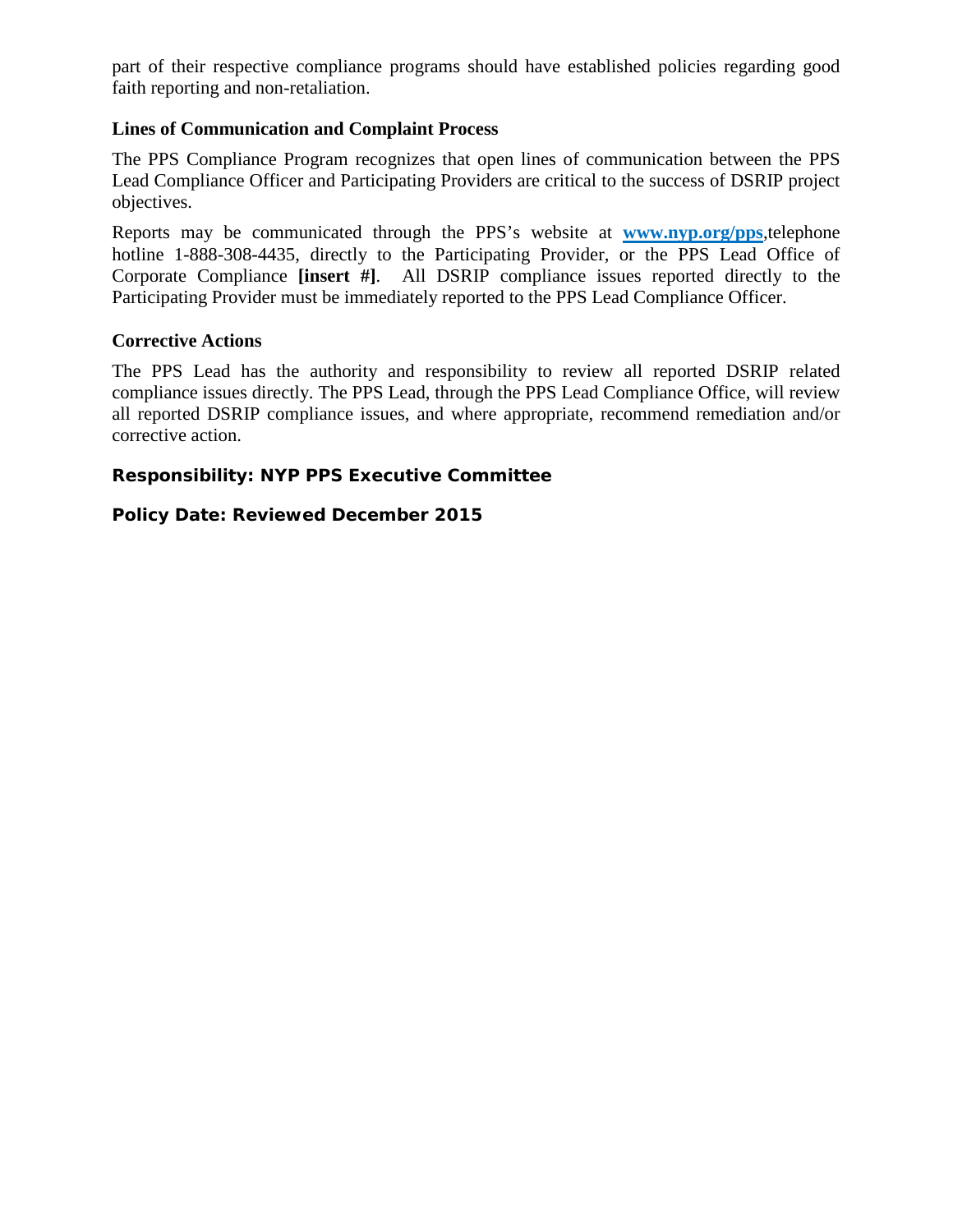part of their respective compliance programs should have established policies regarding good faith reporting and non-retaliation.

### Lines of Communication and Complaint Process

The PPS Compliance Program recognizes that open lines of communication between the PPS Lead Compliance Officer and Participating Providers are critical to the success of DSRIP project objectives.

Reports may be communicated through the PPS's website at **www.nyp.org/pps**,telephone hotline 1-888-308-4435, directly to the Participating Provider, or the PPS Lead Office of Corporate Compliance **[insert #]**. All DSRIP compliance issues reported directly to the Participating Provider must be immediately reported to the PPS Lead Compliance Officer.

### Corrective Actions

The PPS Lead has the authority and responsibility to review all reported DSRIP related compliance issues directly. The PPS Lead, through the PPS Lead Compliance Office, will review all reported DSRIP compliance issues, and where appropriate, recommend remediation and/or corrective action.

**Responsibility: NYP PPS Executive Committee**

**Policy Date: Reviewed December 2015**